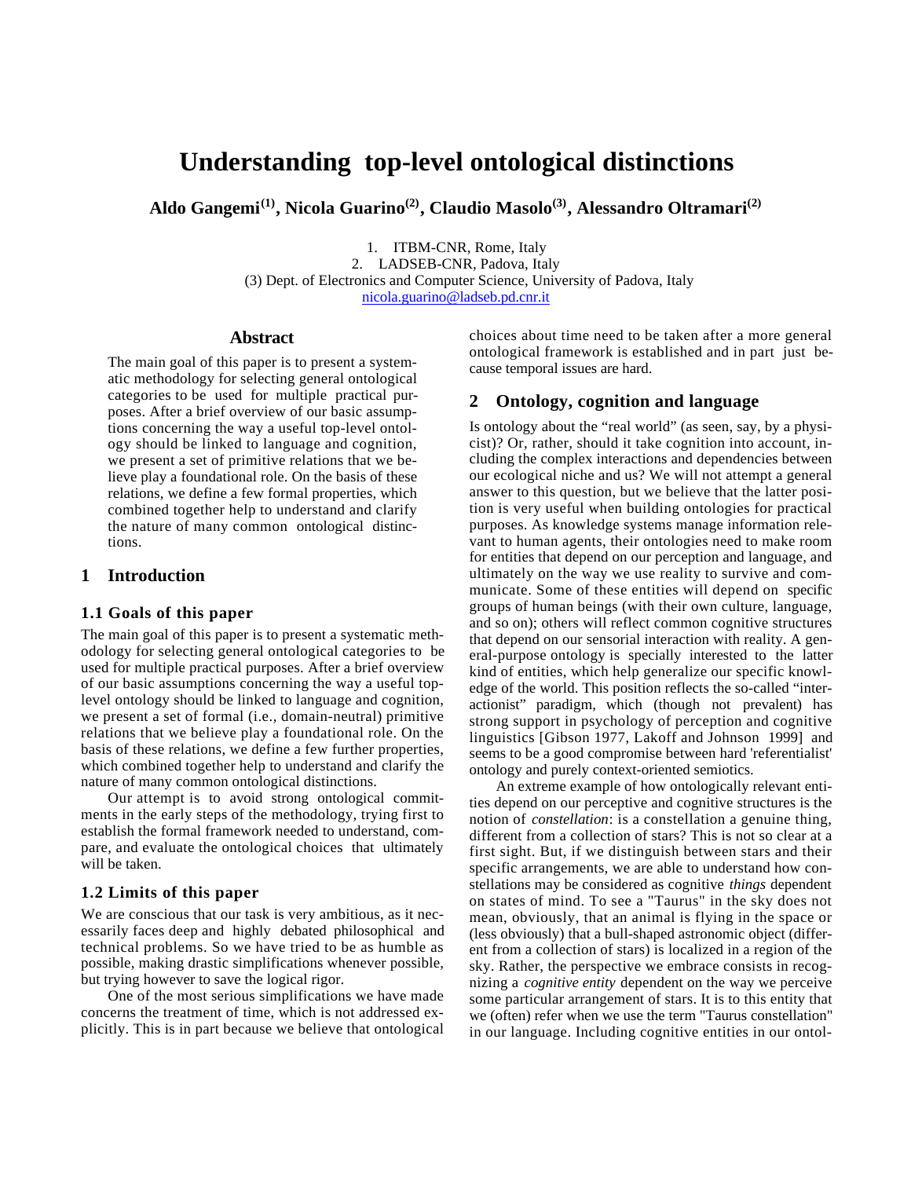# Understanding top-level ontological distinctions

**Aldo Gangemi[(1)], Nicola Guarino[(2)], Claudio Masolo[(3)], Alessandro Oltramari[(2)]**

1. ITBM-CNR, Rome, Italy
2. LADSEB-CNR, Padova, Italy

(3) Dept. of Electronics and Computer Science, University of Padova, Italy
nicola.guarino@ladseb.pd.cnr.it

## Abstract

The main goal of this paper is to present a systematic methodology for selecting general ontological categories to be used for multiple practical purposes. After a brief overview of our basic assumptions concerning the way a useful top-level ontology should be linked to language and cognition, we present a set of primitive relations that we believe play a foundational role. On the basis of these relations, we define a few formal properties, which combined together help to understand and clarify the nature of many common ontological distinctions.

## 1 Introduction

### 1.1 Goals of this paper

The main goal of this paper is to present a systematic methodology for selecting general ontological categories to be used for multiple practical purposes. After a brief overview of our basic assumptions concerning the way a useful top-level ontology should be linked to language and cognition, we present a set of formal (i.e., domain-neutral) primitive relations that we believe play a foundational role. On the basis of these relations, we define a few further properties, which combined together help to understand and clarify the nature of many common ontological distinctions.

Our attempt is to avoid strong ontological commitments in the early steps of the methodology, trying first to establish the formal framework needed to understand, compare, and evaluate the ontological choices that ultimately will be taken.

### 1.2 Limits of this paper

We are conscious that our task is very ambitious, as it necessarily faces deep and highly debated philosophical and technical problems. So we have tried to be as humble as possible, making drastic simplifications whenever possible, but trying however to save the logical rigor.

One of the most serious simplifications we have made concerns the treatment of time, which is not addressed explicitly. This is in part because we believe that ontological choices about time need to be taken after a more general ontological framework is established and in part just because temporal issues are hard.

## 2 Ontology, cognition and language

Is ontology about the "real world" (as seen, say, by a physicist)? Or, rather, should it take cognition into account, including the complex interactions and dependencies between our ecological niche and us? We will not attempt a general answer to this question, but we believe that the latter position is very useful when building ontologies for practical purposes. As knowledge systems manage information relevant to human agents, their ontologies need to make room for entities that depend on our perception and language, and ultimately on the way we use reality to survive and communicate. Some of these entities will depend on specific groups of human beings (with their own culture, language, and so on); others will reflect common cognitive structures that depend on our sensorial interaction with reality. A general-purpose ontology is specially interested to the latter kind of entities, which help generalize our specific knowledge of the world. This position reflects the so-called "interactionist" paradigm, which (though not prevalent) has strong support in psychology of perception and cognitive linguistics [Gibson 1977, Lakoff and Johnson 1999] and seems to be a good compromise between hard 'referentialist' ontology and purely context-oriented semiotics.

An extreme example of how ontologically relevant entities depend on our perceptive and cognitive structures is the notion of *constellation*: is a constellation a genuine thing, different from a collection of stars? This is not so clear at a first sight. But, if we distinguish between stars and their specific arrangements, we are able to understand how constellations may be considered as cognitive *things* dependent on states of mind. To see a "Taurus" in the sky does not mean, obviously, that an animal is flying in the space or (less obviously) that a bull-shaped astronomic object (different from a collection of stars) is localized in a region of the sky. Rather, the perspective we embrace consists in recognizing a *cognitive entity* dependent on the way we perceive some particular arrangement of stars. It is to this entity that we (often) refer when we use the term "Taurus constellation" in our language. Including cognitive entities in our ontol-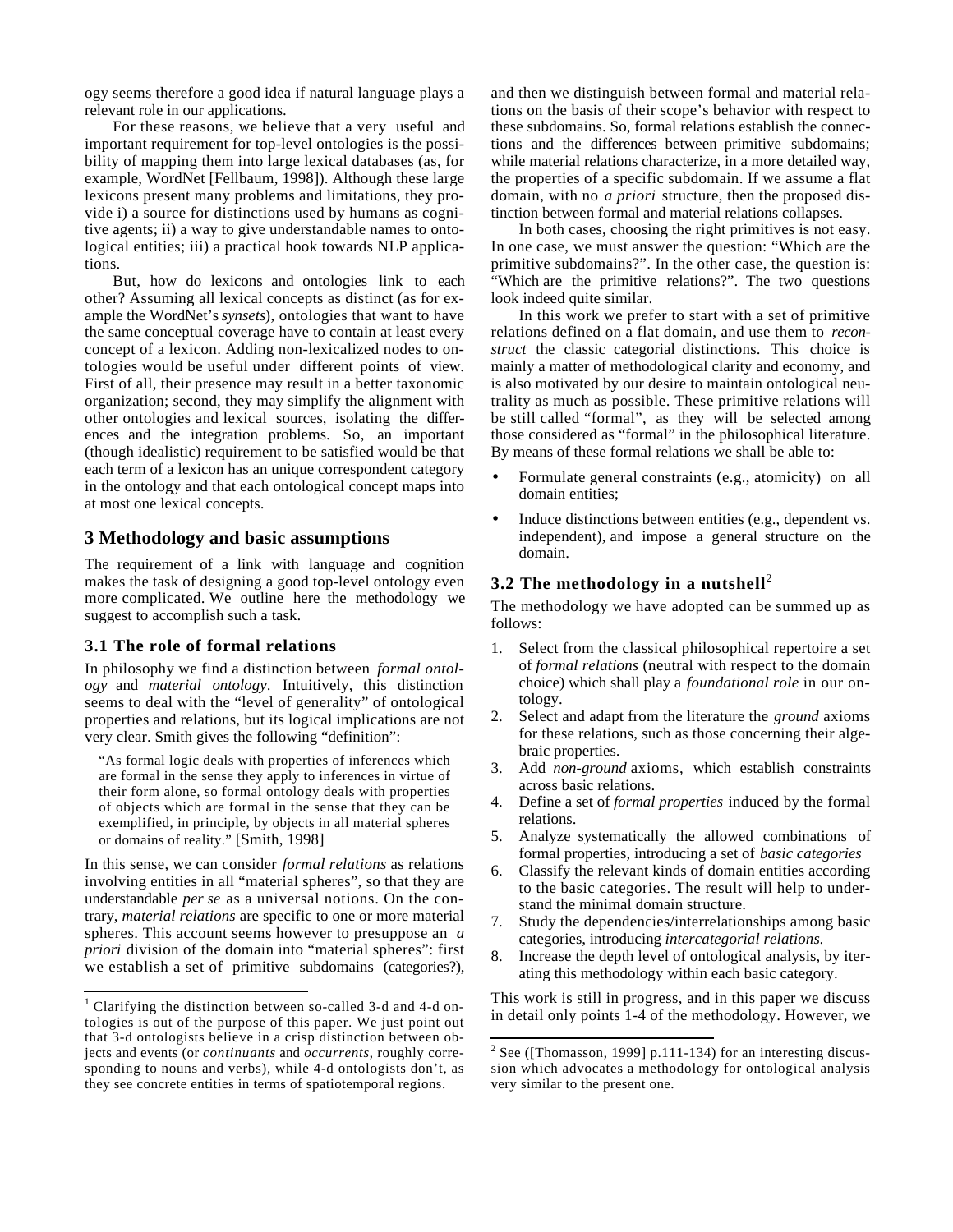ogy seems therefore a good idea if natural language plays a relevant role in our applications.

For these reasons, we believe that a very useful and important requirement for top-level ontologies is the possibility of mapping them into large lexical databases (as, for example, WordNet [Fellbaum, 1998]). Although these large lexicons present many problems and limitations, they provide i) a source for distinctions used by humans as cognitive agents; ii) a way to give understandable names to ontological entities; iii) a practical hook towards NLP applications.

But, how do lexicons and ontologies link to each other? Assuming all lexical concepts as distinct (as for example the WordNet's *synsets*), ontologies that want to have the same conceptual coverage have to contain at least every concept of a lexicon. Adding non-lexicalized nodes to ontologies would be useful under different points of view. First of all, their presence may result in a better taxonomic organization; second, they may simplify the alignment with other ontologies and lexical sources, isolating the differences and the integration problems. So, an important (though idealistic) requirement to be satisfied would be that each term of a lexicon has an unique correspondent category in the ontology and that each ontological concept maps into at most one lexical concepts.

## 3 Methodology and basic assumptions

The requirement of a link with language and cognition makes the task of designing a good top-level ontology even more complicated. We outline here the methodology we suggest to accomplish such a task.

### 3.1 The role of formal relations

In philosophy we find a distinction between *formal ontology* and *material ontology*. Intuitively, this distinction seems to deal with the "level of generality" of ontological properties and relations, but its logical implications are not very clear. Smith gives the following "definition":

> "As formal logic deals with properties of inferences which are formal in the sense they apply to inferences in virtue of their form alone, so formal ontology deals with properties of objects which are formal in the sense that they can be exemplified, in principle, by objects in all material spheres or domains of reality." [Smith, 1998]

In this sense, we can consider *formal relations* as relations involving entities in all "material spheres", so that they are understandable *per se* as a universal notions. On the contrary, *material relations* are specific to one or more material spheres. This account seems however to presuppose an *a priori* division of the domain into "material spheres": first we establish a set of primitive subdomains (categories?), and then we distinguish between formal and material relations on the basis of their scope's behavior with respect to these subdomains. So, formal relations establish the connections and the differences between primitive subdomains; while material relations characterize, in a more detailed way, the properties of a specific subdomain. If we assume a flat domain, with no *a priori* structure, then the proposed distinction between formal and material relations collapses.

In both cases, choosing the right primitives is not easy. In one case, we must answer the question: "Which are the primitive subdomains?". In the other case, the question is: "Which are the primitive relations?". The two questions look indeed quite similar.

In this work we prefer to start with a set of primitive relations defined on a flat domain, and use them to *reconstruct* the classic categorial distinctions. This choice is mainly a matter of methodological clarity and economy, and is also motivated by our desire to maintain ontological neutrality as much as possible. These primitive relations will be still called "formal", as they will be selected among those considered as "formal" in the philosophical literature. By means of these formal relations we shall be able to:

- Formulate general constraints (e.g., atomicity) on all domain entities;
- Induce distinctions between entities (e.g., dependent vs. independent), and impose a general structure on the domain.

### 3.2 The methodology in a nutshell[2]

The methodology we have adopted can be summed up as follows:

1. Select from the classical philosophical repertoire a set of *formal relations* (neutral with respect to the domain choice) which shall play a *foundational role* in our ontology.
2. Select and adapt from the literature the *ground* axioms for these relations, such as those concerning their algebraic properties.
3. Add *non-ground* axioms, which establish constraints across basic relations.
4. Define a set of *formal properties* induced by the formal relations.
5. Analyze systematically the allowed combinations of formal properties, introducing a set of *basic categories*
6. Classify the relevant kinds of domain entities according to the basic categories. The result will help to understand the minimal domain structure.
7. Study the dependencies/interrelationships among basic categories, introducing *intercategorial relations.*
8. Increase the depth level of ontological analysis, by iterating this methodology within each basic category.

This work is still in progress, and in this paper we discuss in detail only points 1-4 of the methodology. However, we

[1] Clarifying the distinction between so-called 3-d and 4-d ontologies is out of the purpose of this paper. We just point out that 3-d ontologists believe in a crisp distinction between objects and events (or *continuants* and *occurrents*, roughly corresponding to nouns and verbs), while 4-d ontologists don't, as they see concrete entities in terms of spatiotemporal regions.

[2] See ([Thomasson, 1999] p.111-134) for an interesting discussion which advocates a methodology for ontological analysis very similar to the present one.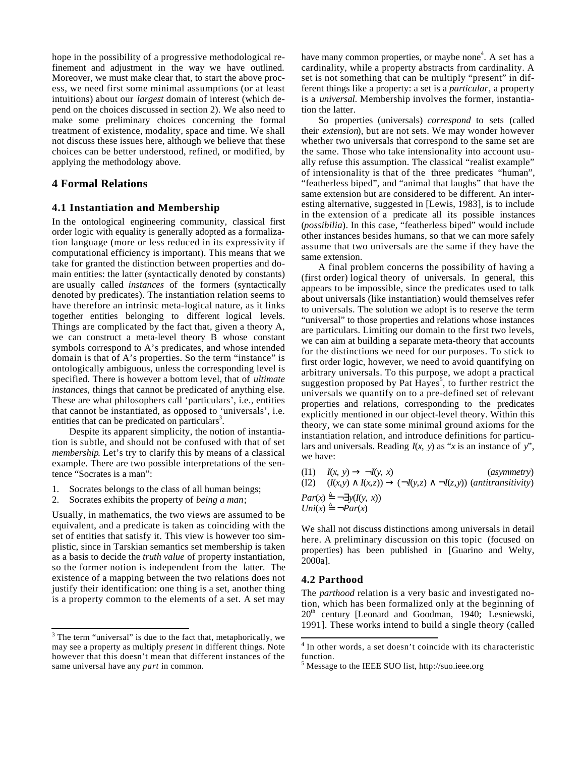hope in the possibility of a progressive methodological refinement and adjustment in the way we have outlined. Moreover, we must make clear that, to start the above process, we need first some minimal assumptions (or at least intuitions) about our *largest* domain of interest (which depend on the choices discussed in section 2). We also need to make some preliminary choices concerning the formal treatment of existence, modality, space and time. We shall not discuss these issues here, although we believe that these choices can be better understood, refined, or modified, by applying the methodology above.

## 4 Formal Relations

### 4.1 Instantiation and Membership

In the ontological engineering community, classical first order logic with equality is generally adopted as a formalization language (more or less reduced in its expressivity if computational efficiency is important). This means that we take for granted the distinction between properties and domain entities: the latter (syntactically denoted by constants) are usually called *instances* of the formers (syntactically denoted by predicates). The instantiation relation seems to have therefore an intrinsic meta-logical nature, as it links together entities belonging to different logical levels. Things are complicated by the fact that, given a theory A, we can construct a meta-level theory B whose constant symbols correspond to A's predicates, and whose intended domain is that of A's properties. So the term "instance" is ontologically ambiguous, unless the corresponding level is specified. There is however a bottom level, that of *ultimate instances*, things that cannot be predicated of anything else. These are what philosophers call 'particulars', i.e., entities that cannot be instantiated, as opposed to 'universals', i.e. entities that can be predicated on particulars[3].

Despite its apparent simplicity, the notion of instantiation is subtle, and should not be confused with that of set *membership*. Let's try to clarify this by means of a classical example. There are two possible interpretations of the sentence "Socrates is a man":

1. Socrates belongs to the class of all human beings;
2. Socrates exhibits the property of *being a man*;

Usually, in mathematics, the two views are assumed to be equivalent, and a predicate is taken as coinciding with the set of entities that satisfy it. This view is however too simplistic, since in Tarskian semantics set membership is taken as a basis to decide the *truth value* of property instantiation, so the former notion is independent from the latter. The existence of a mapping between the two relations does not justify their identification: one thing is a set, another thing is a property common to the elements of a set. A set may have many common properties, or maybe none[4]. A set has a cardinality, while a property abstracts from cardinality. A set is not something that can be multiply "present" in different things like a property: a set is a *particular*, a property is a *universal*. Membership involves the former, instantiation the latter.

So properties (universals) *correspond* to sets (called their *extension*), but are not sets. We may wonder however whether two universals that correspond to the same set are the same. Those who take intensionality into account usually refuse this assumption. The classical "realist example" of intensionality is that of the three predicates "human", "featherless biped", and "animal that laughs" that have the same extension but are considered to be different. An interesting alternative, suggested in [Lewis, 1983], is to include in the extension of a predicate all its possible instances (*possibilia*). In this case, "featherless biped" would include other instances besides humans, so that we can more safely assume that two universals are the same if they have the same extension.

A final problem concerns the possibility of having a (first order) logical theory of universals. In general, this appears to be impossible, since the predicates used to talk about universals (like instantiation) would themselves refer to universals. The solution we adopt is to reserve the term "universal" to those properties and relations whose instances are particulars. Limiting our domain to the first two levels, we can aim at building a separate meta-theory that accounts for the distinctions we need for our purposes. To stick to first order logic, however, we need to avoid quantifying on arbitrary universals. To this purpose, we adopt a practical suggestion proposed by Pat Hayes[5], to further restrict the universals we quantify on to a pre-defined set of relevant properties and relations, corresponding to the predicates explicitly mentioned in our object-level theory. Within this theory, we can state some minimal ground axioms for the instantiation relation, and introduce definitions for particulars and universals. Reading $I(x, y)$ as "$x$ is an instance of $y$", we have:

(I1) $I(x, y) \rightarrow \neg I(y, x)$ (*asymmetry*)

(I2) $(I(x,y) \wedge I(x,z)) \rightarrow (\neg I(y,z) \wedge \neg I(z,y))$ (*antitransitivity*)

$Par(x) \triangleq \neg\exists y(I(y, x))$

$Uni(x) \triangleq \neg Par(x)$

We shall not discuss distinctions among universals in detail here. A preliminary discussion on this topic (focused on properties) has been published in [Guarino and Welty, 2000a].

### 4.2 Parthood

The *parthood* relation is a very basic and investigated notion, which has been formalized only at the beginning of 20th century [Leonard and Goodman, 1940; Lesniewski, 1991]. These works intend to build a single theory (called

---

[3] The term "universal" is due to the fact that, metaphorically, we may see a property as multiply *present* in different things. Note however that this doesn't mean that different instances of the same universal have any *part* in common.

[4] In other words, a set doesn't coincide with its characteristic function.

[5] Message to the IEEE SUO list, http://suo.ieee.org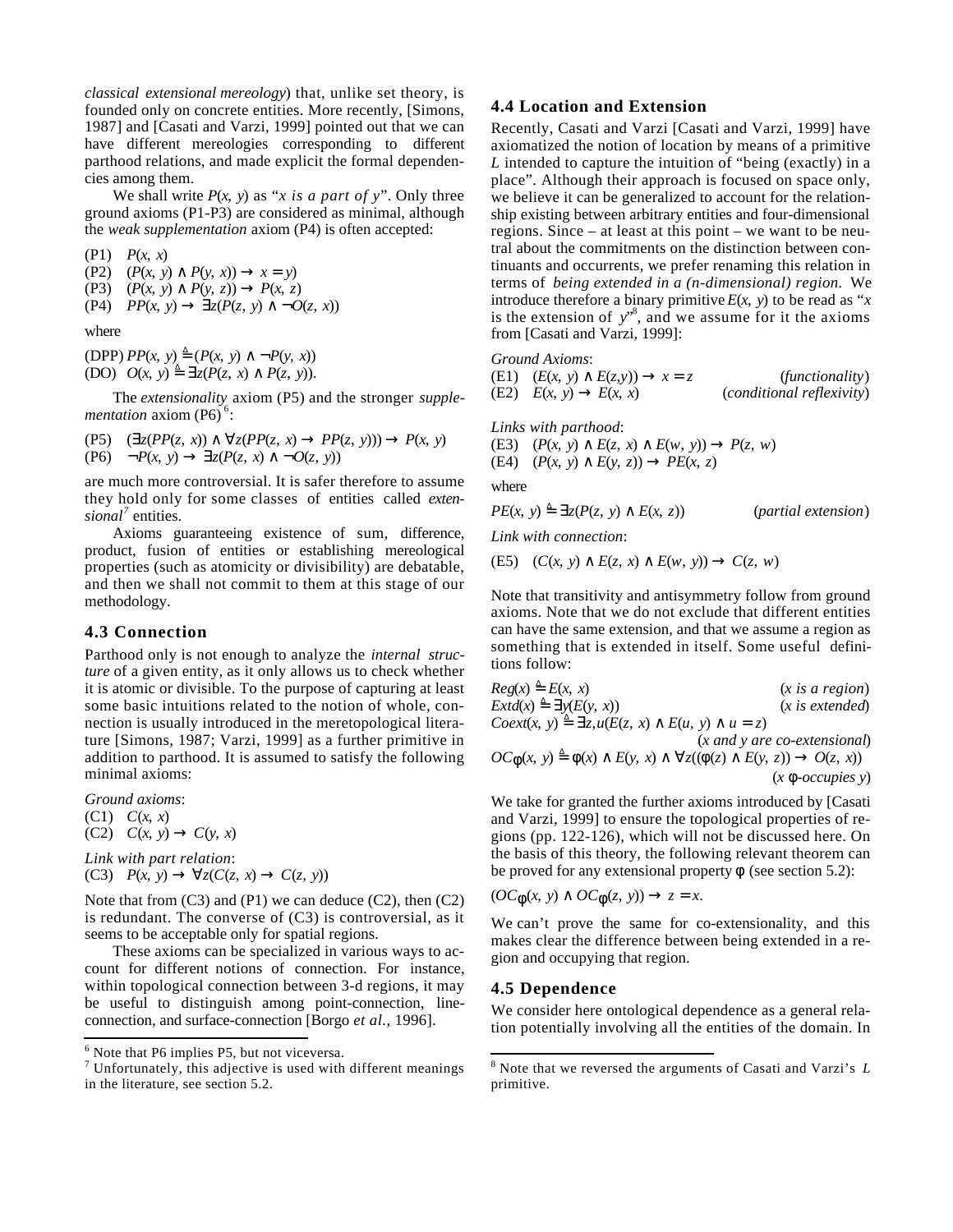*classical extensional mereology*) that, unlike set theory, is founded only on concrete entities. More recently, [Simons, 1987] and [Casati and Varzi, 1999] pointed out that we can have different mereologies corresponding to different parthood relations, and made explicit the formal dependencies among them.

We shall write $P(x, y)$ as "*x is a part of y*". Only three ground axioms (P1-P3) are considered as minimal, although the *weak supplementation* axiom (P4) is often accepted:

(P1) $P(x, x)$
(P2) $(P(x, y) \land P(y, x)) \to x = y)$
(P3) $(P(x, y) \land P(y, z)) \to P(x, z)$
(P4) $PP(x, y) \to \exists z(P(z, y) \land \neg O(z, x))$

where

(DPP) $PP(x, y) \triangleq (P(x, y) \land \neg P(y, x))$
(DO) $O(x, y) \triangleq \exists z(P(z, x) \land P(z, y))$.

The *extensionality* axiom (P5) and the stronger *supplementation* axiom (P6)[6]:

(P5) $(\exists z(PP(z, x)) \land \forall z(PP(z, x) \to PP(z, y))) \to P(x, y)$
(P6) $\neg P(x, y) \to \exists z(P(z, x) \land \neg O(z, y))$

are much more controversial. It is safer therefore to assume they hold only for some classes of entities called *extensional*[7] entities.

Axioms guaranteeing existence of sum, difference, product, fusion of entities or establishing mereological properties (such as atomicity or divisibility) are debatable, and then we shall not commit to them at this stage of our methodology.

### 4.3 Connection

Parthood only is not enough to analyze the *internal structure* of a given entity, as it only allows us to check whether it is atomic or divisible. To the purpose of capturing at least some basic intuitions related to the notion of whole, connection is usually introduced in the meretopological literature [Simons, 1987; Varzi, 1999] as a further primitive in addition to parthood. It is assumed to satisfy the following minimal axioms:

*Ground axioms*:
(C1) $C(x, x)$
(C2) $C(x, y) \to C(y, x)$

*Link with part relation*:
(C3) $P(x, y) \to \forall z(C(z, x) \to C(z, y))$

Note that from (C3) and (P1) we can deduce (C2), then (C2) is redundant. The converse of (C3) is controversial, as it seems to be acceptable only for spatial regions.

These axioms can be specialized in various ways to account for different notions of connection. For instance, within topological connection between 3-d regions, it may be useful to distinguish among point-connection, line-connection, and surface-connection [Borgo *et al.*, 1996].

### 4.4 Location and Extension

Recently, Casati and Varzi [Casati and Varzi, 1999] have axiomatized the notion of location by means of a primitive *L* intended to capture the intuition of "being (exactly) in a place". Although their approach is focused on space only, we believe it can be generalized to account for the relationship existing between arbitrary entities and four-dimensional regions. Since – at least at this point – we want to be neutral about the commitments on the distinction between continuants and occurrents, we prefer renaming this relation in terms of *being extended in a (n-dimensional) region*. We introduce therefore a binary primitive $E(x, y)$ to be read as "*x* is the extension of *y*"[8], and we assume for it the axioms from [Casati and Varzi, 1999]:

*Ground Axioms*:
(E1) $(E(x, y) \land E(z,y)) \to x = z$ (*functionality*)
(E2) $E(x, y) \to E(x, x)$ (*conditional reflexivity*)

*Links with parthood*:
(E3) $(P(x, y) \land E(z, x) \land E(w, y)) \to P(z, w)$
(E4) $(P(x, y) \land E(y, z)) \to PE(x, z)$

where

$PE(x, y) \triangleq \exists z(P(z, y) \land E(x, z))$ (*partial extension*)

*Link with connection*:

(E5) $(C(x, y) \land E(z, x) \land E(w, y)) \to C(z, w)$

Note that transitivity and antisymmetry follow from ground axioms. Note that we do not exclude that different entities can have the same extension, and that we assume a region as something that is extended in itself. Some useful definitions follow:

$Reg(x) \triangleq E(x, x)$ (*x is a region*)
$Extd(x) \triangleq \exists y(E(y, x))$ (*x is extended*)
$Coext(x, y) \triangleq \exists z,u(E(z, x) \land E(u, y) \land u = z)$ (*x and y are co-extensional*)
$OC_\phi(x, y) \triangleq \phi(x) \land E(y, x) \land \forall z((\phi(z) \land E(y, z)) \to O(z, x))$ (*x $\phi$-occupies y*)

We take for granted the further axioms introduced by [Casati and Varzi, 1999] to ensure the topological properties of regions (pp. 122-126), which will not be discussed here. On the basis of this theory, the following relevant theorem can be proved for any extensional property $\phi$ (see section 5.2):

$(OC_\phi(x, y) \land OC_\phi(z, y)) \to z = x$.

We can't prove the same for co-extensionality, and this makes clear the difference between being extended in a region and occupying that region.

### 4.5 Dependence

We consider here ontological dependence as a general relation potentially involving all the entities of the domain. In

---

[6] Note that P6 implies P5, but not viceversa.
[7] Unfortunately, this adjective is used with different meanings in the literature, see section 5.2.
[8] Note that we reversed the arguments of Casati and Varzi's *L* primitive.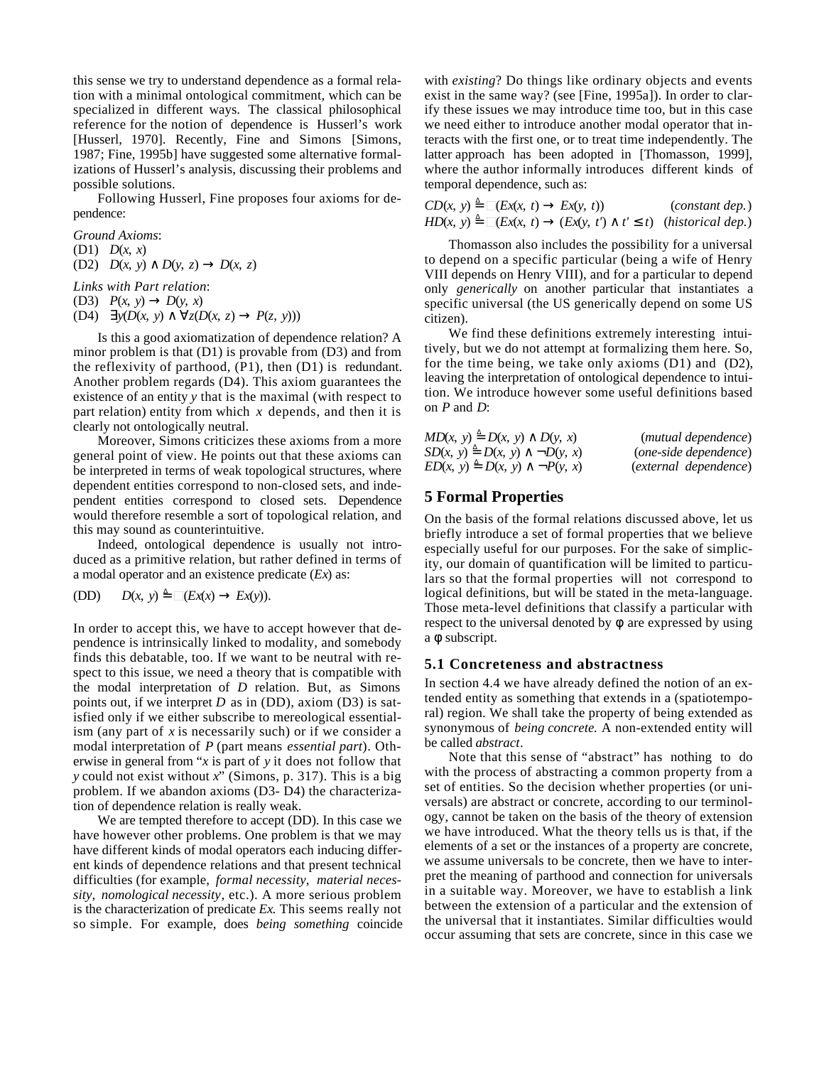this sense we try to understand dependence as a formal relation with a minimal ontological commitment, which can be specialized in different ways. The classical philosophical reference for the notion of dependence is Husserl's work [Husserl, 1970]. Recently, Fine and Simons [Simons, 1987; Fine, 1995b] have suggested some alternative formalizations of Husserl's analysis, discussing their problems and possible solutions.

Following Husserl, Fine proposes four axioms for dependence:

*Ground Axioms*:

(D1) $D(x, x)$

(D2) $D(x, y) \wedge D(y, z) \rightarrow D(x, z)$

*Links with Part relation*:

(D3) $P(x, y) \rightarrow D(y, x)$

(D4) $\exists y(D(x, y) \wedge \forall z(D(x, z) \rightarrow P(z, y)))$

Is this a good axiomatization of dependence relation? A minor problem is that (D1) is provable from (D3) and from the reflexivity of parthood, (P1), then (D1) is redundant. Another problem regards (D4). This axiom guarantees the existence of an entity $y$ that is the maximal (with respect to part relation) entity from which $x$ depends, and then it is clearly not ontologically neutral.

Moreover, Simons criticizes these axioms from a more general point of view. He points out that these axioms can be interpreted in terms of weak topological structures, where dependent entities correspond to non-closed sets, and independent entities correspond to closed sets. Dependence would therefore resemble a sort of topological relation, and this may sound as counterintuitive.

Indeed, ontological dependence is usually not introduced as a primitive relation, but rather defined in terms of a modal operator and an existence predicate ($Ex$) as:

(DD) $D(x, y) \triangleq \Box(Ex(x) \rightarrow Ex(y))$.

In order to accept this, we have to accept however that dependence is intrinsically linked to modality, and somebody finds this debatable, too. If we want to be neutral with respect to this issue, we need a theory that is compatible with the modal interpretation of $D$ relation. But, as Simons points out, if we interpret $D$ as in (DD), axiom (D3) is satisfied only if we either subscribe to mereological essentialism (any part of $x$ is necessarily such) or if we consider a modal interpretation of $P$ (part means *essential part*). Otherwise in general from "$x$ is part of $y$ it does not follow that $y$ could not exist without $x$" (Simons, p. 317). This is a big problem. If we abandon axioms (D3- D4) the characterization of dependence relation is really weak.

We are tempted therefore to accept (DD). In this case we have however other problems. One problem is that we may have different kinds of modal operators each inducing different kinds of dependence relations and that present technical difficulties (for example, *formal necessity*, *material necessity*, *nomological necessity*, etc.). A more serious problem is the characterization of predicate $Ex$. This seems really not so simple. For example, does *being something* coincide with *existing*? Do things like ordinary objects and events exist in the same way? (see [Fine, 1995a]). In order to clarify these issues we may introduce time too, but in this case we need either to introduce another modal operator that interacts with the first one, or to treat time independently. The latter approach has been adopted in [Thomasson, 1999], where the author informally introduces different kinds of temporal dependence, such as:

$CD(x, y) \triangleq \Box(Ex(x, t) \rightarrow Ex(y, t))$ (*constant dep.*)

$HD(x, y) \triangleq \Box(Ex(x, t) \rightarrow (Ex(y, t') \wedge t' \leq t)$ (*historical dep.*)

Thomasson also includes the possibility for a universal to depend on a specific particular (being a wife of Henry VIII depends on Henry VIII), and for a particular to depend only *generically* on another particular that instantiates a specific universal (the US generically depend on some US citizen).

We find these definitions extremely interesting intuitively, but we do not attempt at formalizing them here. So, for the time being, we take only axioms (D1) and (D2), leaving the interpretation of ontological dependence to intuition. We introduce however some useful definitions based on $P$ and $D$:

$MD(x, y) \triangleq D(x, y) \wedge D(y, x)$ (*mutual dependence*)

$SD(x, y) \triangleq D(x, y) \wedge \neg D(y, x)$ (*one-side dependence*)

$ED(x, y) \triangleq D(x, y) \wedge \neg P(y, x)$ (*external dependence*)

## 5 Formal Properties

On the basis of the formal relations discussed above, let us briefly introduce a set of formal properties that we believe especially useful for our purposes. For the sake of simplicity, our domain of quantification will be limited to particulars so that the formal properties will not correspond to logical definitions, but will be stated in the meta-language. Those meta-level definitions that classify a particular with respect to the universal denoted by $\phi$ are expressed by using a $\phi$ subscript.

### 5.1 Concreteness and abstractness

In section 4.4 we have already defined the notion of an extended entity as something that extends in a (spatiotemporal) region. We shall take the property of being extended as synonymous of *being concrete.* A non-extended entity will be called *abstract*.

Note that this sense of "abstract" has nothing to do with the process of abstracting a common property from a set of entities. So the decision whether properties (or universals) are abstract or concrete, according to our terminology, cannot be taken on the basis of the theory of extension we have introduced. What the theory tells us is that, if the elements of a set or the instances of a property are concrete, we assume universals to be concrete, then we have to interpret the meaning of parthood and connection for universals in a suitable way. Moreover, we have to establish a link between the extension of a particular and the extension of the universal that it instantiates. Similar difficulties would occur assuming that sets are concrete, since in this case we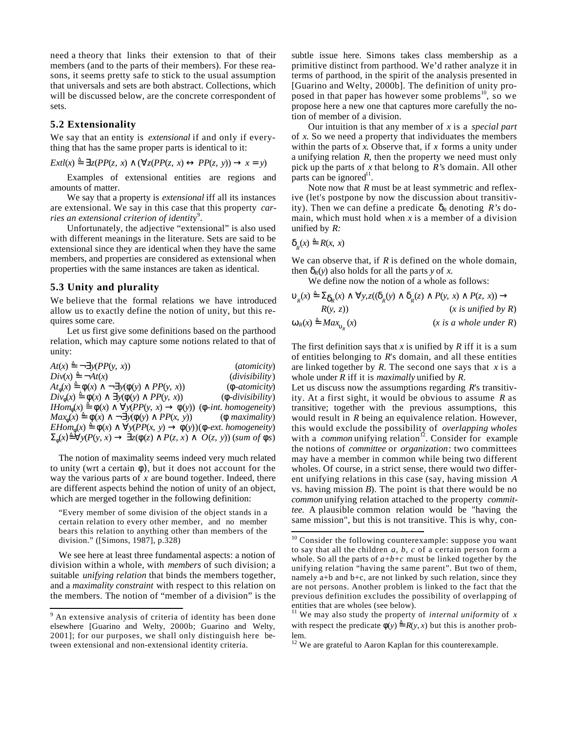need a theory that links their extension to that of their members (and to the parts of their members). For these reasons, it seems pretty safe to stick to the usual assumption that universals and sets are both abstract. Collections, which will be discussed below, are the concrete correspondent of sets.

### 5.2 Extensionality

We say that an entity is *extensional* if and only if everything that has the same proper parts is identical to it:

$$Extl(x) \triangleq \exists z(PP(z, x) \wedge (\forall z(PP(z, x) \leftrightarrow PP(z, y)) \rightarrow x = y)$$

Examples of extensional entities are regions and amounts of matter.

We say that a property is *extensional* iff all its instances are extensional. We say in this case that this property *carries an extensional criterion of identity*[9].

Unfortunately, the adjective "extensional" is also used with different meanings in the literature. Sets are said to be extensional since they are identical when they have the same members, and properties are considered as extensional when properties with the same instances are taken as identical.

### 5.3 Unity and plurality

We believe that the formal relations we have introduced allow us to exactly define the notion of unity, but this requires some care.

Let us first give some definitions based on the parthood relation, which may capture some notions related to that of unity:

$At(x) \triangleq \neg\exists y(PP(y, x))$ (*atomicity*)

$Div(x) \triangleq \neg At(x)$ (*divisibility*)

$At_\phi(x) \triangleq \phi(x) \wedge \neg\exists y(\phi(y) \wedge PP(y, x))$ ($\phi$*-atomicity*)

$Div_\phi(x) \triangleq \phi(x) \wedge \exists y(\phi(y) \wedge PP(y, x))$ ($\phi$*-divisibility*)

$IHom_\phi(x) \triangleq \phi(x) \wedge \forall y(PP(y, x) \rightarrow \phi(y))$ ($\phi$*-int. homogeneity*)

$Max_\phi(x) \triangleq \phi(x) \wedge \neg\exists y(\phi(y) \wedge PP(x, y))$ ($\phi$ *maximality*)

$EHom_\phi(x) \triangleq \phi(x) \wedge \forall y(PP(x, y) \rightarrow \phi(y))$ ($\phi$*-ext. homogeneity*)

$\Sigma_\phi(x) \triangleq \forall y(P(y, x) \rightarrow \exists z(\phi(z) \wedge P(z, x) \wedge O(z, y))$ (*sum of* $\phi$*s*)

The notion of maximality seems indeed very much related to unity (wrt a certain $\phi$), but it does not account for the way the various parts of $x$ are bound together. Indeed, there are different aspects behind the notion of unity of an object, which are merged together in the following definition:

> "Every member of some division of the object stands in a certain relation to every other member, and no member bears this relation to anything other than members of the division." ([Simons, 1987], p.328)

We see here at least three fundamental aspects: a notion of division within a whole, with *members* of such division; a suitable *unifying relation* that binds the members together, and a *maximality constraint* with respect to this relation on the members. The notion of "member of a division" is the subtle issue here. Simons takes class membership as a primitive distinct from parthood. We'd rather analyze it in terms of parthood, in the spirit of the analysis presented in [Guarino and Welty, 2000b]. The definition of unity proposed in that paper has however some problems[10], so we propose here a new one that captures more carefully the notion of member of a division.

Our intuition is that any member of $x$ is a *special part* of $x$. So we need a property that individuates the members within the parts of $x$. Observe that, if $x$ forms a unity under a unifying relation $R$, then the property we need must only pick up the parts of $x$ that belong to $R$'s domain. All other parts can be ignored[11].

Note now that $R$ must be at least symmetric and reflexive (let's postpone by now the discussion about transitivity). Then we can define a predicate $\delta_R$ denoting $R$'s domain, which must hold when $x$ is a member of a division unified by $R$:

$$\delta_R(x) \triangleq R(x, x)$$

We can observe that, if $R$ is defined on the whole domain, then $\delta_R(y)$ also holds for all the parts $y$ of $x$.

We define now the notion of a whole as follows:

$\upsilon_R(x) \triangleq \Sigma_{\delta_R}(x) \wedge \forall y,z((\delta_R(y) \wedge \delta_R(z) \wedge P(y, x) \wedge P(z, x)) \rightarrow R(y, z))$ (*x is unified by R*)

$\omega_R(x) \triangleq Max_{\upsilon_R}(x)$ (*x is a whole under R*)

The first definition says that $x$ is unified by $R$ iff it is a sum of entities belonging to $R$'s domain, and all these entities are linked together by $R$. The second one says that $x$ is a whole under $R$ iff it is *maximally* unified by $R$.

Let us discuss now the assumptions regarding $R$'s transitivity. At a first sight, it would be obvious to assume $R$ as transitive; together with the previous assumptions, this would result in $R$ being an equivalence relation. However, this would exclude the possibility of *overlapping wholes* with a *common* unifying relation[12]. Consider for example the notions of *committee* or *organization*: two committees may have a member in common while being two different wholes. Of course, in a strict sense, there would two different unifying relations in this case (say, having mission $A$ vs. having mission $B$). The point is that there would be no *common* unifying relation attached to the property *committee.* A plausible common relation would be "having the same mission", but this is not transitive. This is why, con-

---

[9] An extensive analysis of criteria of identity has been done elsewhere [Guarino and Welty, 2000b; Guarino and Welty, 2001]; for our purposes, we shall only distinguish here between extensional and non-extensional identity criteria.

[10] Consider the following counterexample: suppose you want to say that all the children $a, b, c$ of a certain person form a whole. So all the parts of $a+b+c$ must be linked together by the unifying relation "having the same parent". But two of them, namely a+b and b+c, are not linked by such relation, since they are not persons. Another problem is linked to the fact that the previous definition excludes the possibility of overlapping of entities that are wholes (see below).

[11] We may also study the property of *internal uniformity* of $x$ with respect the predicate $\phi(y) \triangleq R(y, x)$ but this is another problem.

[12] We are grateful to Aaron Kaplan for this counterexample.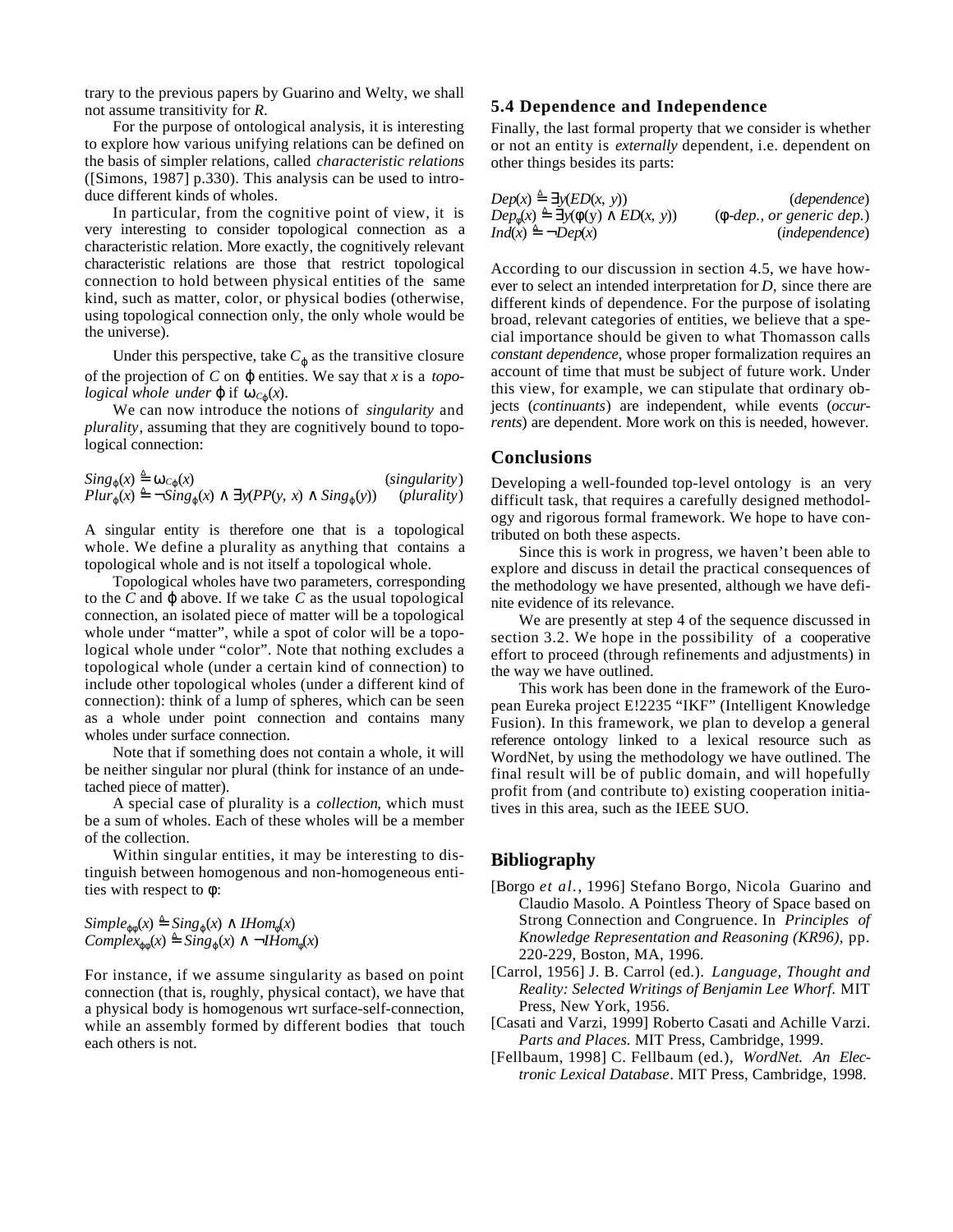trary to the previous papers by Guarino and Welty, we shall not assume transitivity for $R$.

For the purpose of ontological analysis, it is interesting to explore how various unifying relations can be defined on the basis of simpler relations, called *characteristic relations* ([Simons, 1987] p.330). This analysis can be used to introduce different kinds of wholes.

In particular, from the cognitive point of view, it is very interesting to consider topological connection as a characteristic relation. More exactly, the cognitively relevant characteristic relations are those that restrict topological connection to hold between physical entities of the same kind, such as matter, color, or physical bodies (otherwise, using topological connection only, the only whole would be the universe).

Under this perspective, take $C_\varphi$ as the transitive closure of the projection of $C$ on $\varphi$ entities. We say that $x$ is a *topological whole under* $\varphi$ if $\omega_{C_\varphi}(x)$.

We can now introduce the notions of *singularity* and *plurality*, assuming that they are cognitively bound to topological connection:

$$Sing_\varphi(x) \triangleq \omega_{C_\varphi}(x) \qquad (singularity)$$
$$Plur_\varphi(x) \triangleq \neg Sing_\varphi(x) \wedge \exists y(PP(y, x) \wedge Sing_\varphi(y)) \qquad (plurality)$$

A singular entity is therefore one that is a topological whole. We define a plurality as anything that contains a topological whole and is not itself a topological whole.

Topological wholes have two parameters, corresponding to the $C$ and $\varphi$ above. If we take $C$ as the usual topological connection, an isolated piece of matter will be a topological whole under "matter", while a spot of color will be a topological whole under "color". Note that nothing excludes a topological whole (under a certain kind of connection) to include other topological wholes (under a different kind of connection): think of a lump of spheres, which can be seen as a whole under point connection and contains many wholes under surface connection.

Note that if something does not contain a whole, it will be neither singular nor plural (think for instance of an undetached piece of matter).

A special case of plurality is a *collection*, which must be a sum of wholes. Each of these wholes will be a member of the collection.

Within singular entities, it may be interesting to distinguish between homogenous and non-homogeneous entities with respect to $\phi$:

$$Simple_{\varphi\phi}(x) \triangleq Sing_\varphi(x) \wedge IHom_\phi(x)$$
$$Complex_{\varphi\phi}(x) \triangleq Sing_\varphi(x) \wedge \neg IHom_\phi(x)$$

For instance, if we assume singularity as based on point connection (that is, roughly, physical contact), we have that a physical body is homogenous wrt surface-self-connection, while an assembly formed by different bodies that touch each others is not.

### 5.4 Dependence and Independence

Finally, the last formal property that we consider is whether or not an entity is *externally* dependent, i.e. dependent on other things besides its parts:

$$Dep(x) \triangleq \exists y(ED(x, y)) \qquad (dependence)$$
$$Dep_\phi(x) \triangleq \exists y(\phi(y) \wedge ED(x, y)) \qquad (\phi\text{-}dep.,\ or\ generic\ dep.)$$
$$Ind(x) \triangleq \neg Dep(x) \qquad (independence)$$

According to our discussion in section 4.5, we have however to select an intended interpretation for $D$, since there are different kinds of dependence. For the purpose of isolating broad, relevant categories of entities, we believe that a special importance should be given to what Thomasson calls *constant dependence*, whose proper formalization requires an account of time that must be subject of future work. Under this view, for example, we can stipulate that ordinary objects (*continuants*) are independent, while events (*occurrents*) are dependent. More work on this is needed, however.

## Conclusions

Developing a well-founded top-level ontology is an very difficult task, that requires a carefully designed methodology and rigorous formal framework. We hope to have contributed on both these aspects.

Since this is work in progress, we haven't been able to explore and discuss in detail the practical consequences of the methodology we have presented, although we have definite evidence of its relevance.

We are presently at step 4 of the sequence discussed in section 3.2. We hope in the possibility of a cooperative effort to proceed (through refinements and adjustments) in the way we have outlined.

This work has been done in the framework of the European Eureka project E!2235 "IKF" (Intelligent Knowledge Fusion). In this framework, we plan to develop a general reference ontology linked to a lexical resource such as WordNet, by using the methodology we have outlined. The final result will be of public domain, and will hopefully profit from (and contribute to) existing cooperation initiatives in this area, such as the IEEE SUO.

## Bibliography

[Borgo *et al.*, 1996] Stefano Borgo, Nicola Guarino and Claudio Masolo. A Pointless Theory of Space based on Strong Connection and Congruence. In *Principles of Knowledge Representation and Reasoning (KR96)*, pp. 220-229, Boston, MA, 1996.

[Carrol, 1956] J. B. Carrol (ed.). *Language, Thought and Reality: Selected Writings of Benjamin Lee Whorf.* MIT Press, New York, 1956.

[Casati and Varzi, 1999] Roberto Casati and Achille Varzi. *Parts and Places.* MIT Press, Cambridge, 1999.

[Fellbaum, 1998] C. Fellbaum (ed.), *WordNet. An Electronic Lexical Database*. MIT Press, Cambridge, 1998.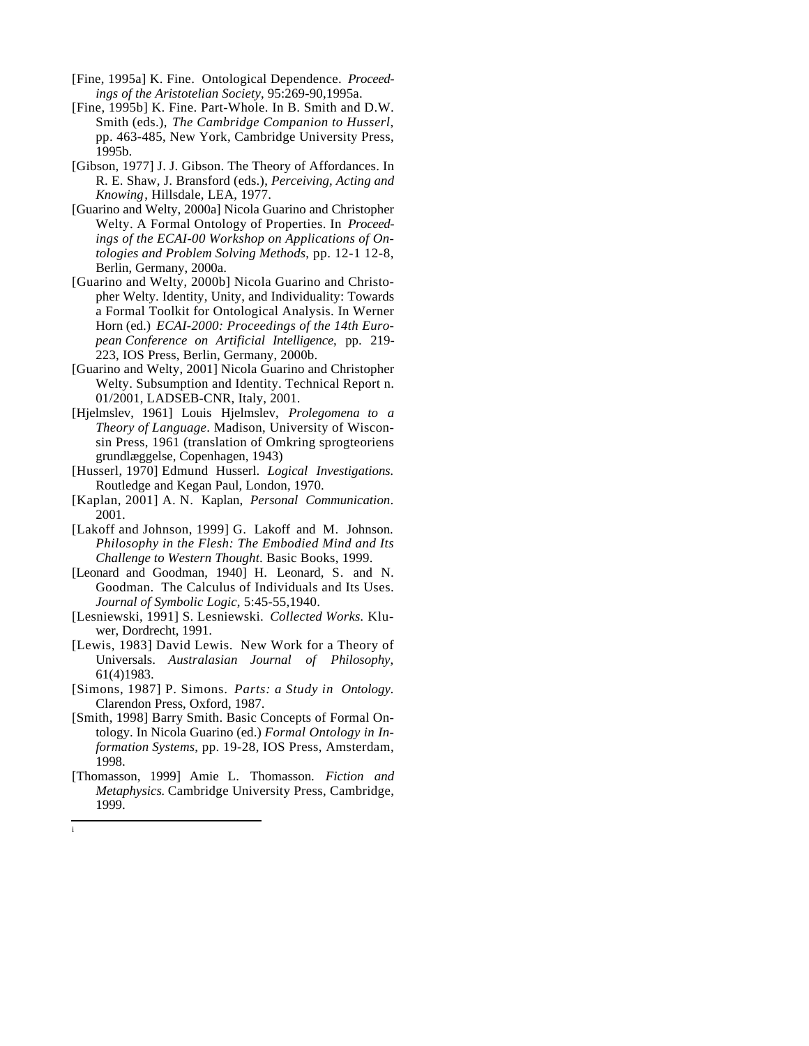[Fine, 1995a] K. Fine. Ontological Dependence. *Proceedings of the Aristotelian Society*, 95:269-90,1995a.

[Fine, 1995b] K. Fine. Part-Whole. In B. Smith and D.W. Smith (eds.), *The Cambridge Companion to Husserl*, pp. 463-485, New York, Cambridge University Press, 1995b.

[Gibson, 1977] J. J. Gibson. The Theory of Affordances. In R. E. Shaw, J. Bransford (eds.), *Perceiving, Acting and Knowing*, Hillsdale, LEA, 1977.

[Guarino and Welty, 2000a] Nicola Guarino and Christopher Welty. A Formal Ontology of Properties. In *Proceedings of the ECAI-00 Workshop on Applications of Ontologies and Problem Solving Methods*, pp. 12-1 12-8, Berlin, Germany, 2000a.

[Guarino and Welty, 2000b] Nicola Guarino and Christopher Welty. Identity, Unity, and Individuality: Towards a Formal Toolkit for Ontological Analysis. In Werner Horn (ed.) *ECAI-2000: Proceedings of the 14th European Conference on Artificial Intelligence*, pp. 219-223, IOS Press, Berlin, Germany, 2000b.

[Guarino and Welty, 2001] Nicola Guarino and Christopher Welty. Subsumption and Identity. Technical Report n. 01/2001, LADSEB-CNR, Italy, 2001.

[Hjelmslev, 1961] Louis Hjelmslev, *Prolegomena to a Theory of Language*. Madison, University of Wisconsin Press, 1961 (translation of Omkring sprogteoriens grundlæggelse, Copenhagen, 1943)

[Husserl, 1970] Edmund Husserl. *Logical Investigations.* Routledge and Kegan Paul, London, 1970.

[Kaplan, 2001] A. N. Kaplan, *Personal Communication*. 2001.

[Lakoff and Johnson, 1999] G. Lakoff and M. Johnson. *Philosophy in the Flesh: The Embodied Mind and Its Challenge to Western Thought.* Basic Books, 1999.

[Leonard and Goodman, 1940] H. Leonard, S. and N. Goodman. The Calculus of Individuals and Its Uses. *Journal of Symbolic Logic*, 5:45-55,1940.

[Lesniewski, 1991] S. Lesniewski. *Collected Works.* Kluwer, Dordrecht, 1991.

[Lewis, 1983] David Lewis. New Work for a Theory of Universals. *Australasian Journal of Philosophy*, 61(4)1983.

[Simons, 1987] P. Simons. *Parts: a Study in Ontology.* Clarendon Press, Oxford, 1987.

[Smith, 1998] Barry Smith. Basic Concepts of Formal Ontology. In Nicola Guarino (ed.) *Formal Ontology in Information Systems*, pp. 19-28, IOS Press, Amsterdam, 1998.

[Thomasson, 1999] Amie L. Thomasson. *Fiction and Metaphysics.* Cambridge University Press, Cambridge, 1999.

---

i